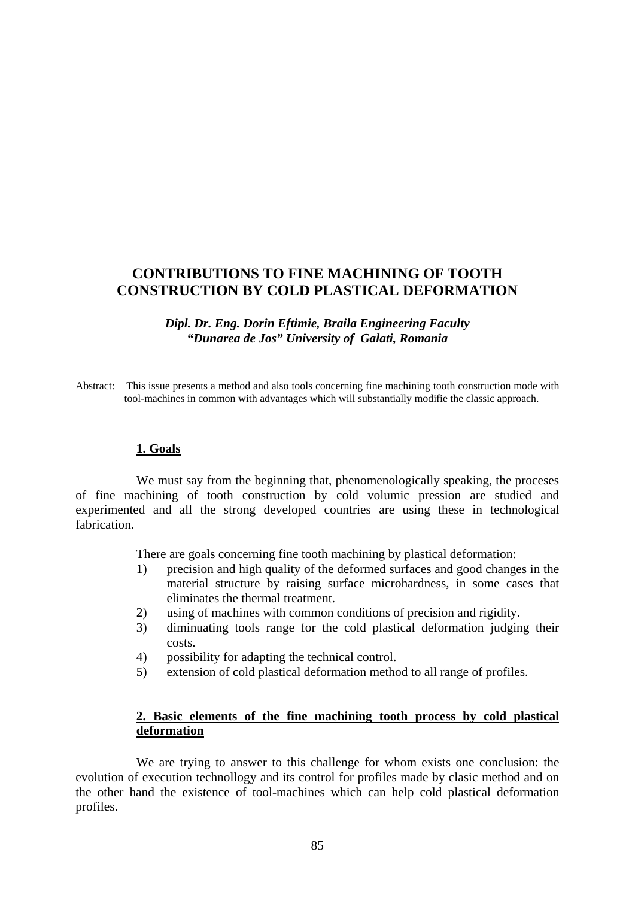# CONTRIBUTIONS TO FINE MACHINING OF TOOTH CONSTRUCTION BY COLD PLASTICAL DEFORMATION

***Dipl. Dr. Eng. Dorin Eftimie, Braila Engineering Faculty***
***"Dunarea de Jos" University of Galati, Romania***

Abstract: This issue presents a method and also tools concerning fine machining tooth construction mode with tool-machines in common with advantages which will substantially modifie the classic approach.

## 1. Goals

We must say from the beginning that, phenomenologically speaking, the proceses of fine machining of tooth construction by cold volumic pression are studied and experimented and all the strong developed countries are using these in technological fabrication.

There are goals concerning fine tooth machining by plastical deformation:

1) precision and high quality of the deformed surfaces and good changes in the material structure by raising surface microhardness, in some cases that eliminates the thermal treatment.
2) using of machines with common conditions of precision and rigidity.
3) diminuating tools range for the cold plastical deformation judging their costs.
4) possibility for adapting the technical control.
5) extension of cold plastical deformation method to all range of profiles.

## 2. Basic elements of the fine machining tooth process by cold plastical deformation

We are trying to answer to this challenge for whom exists one conclusion: the evolution of execution technollogy and its control for profiles made by clasic method and on the other hand the existence of tool-machines which can help cold plastical deformation profiles.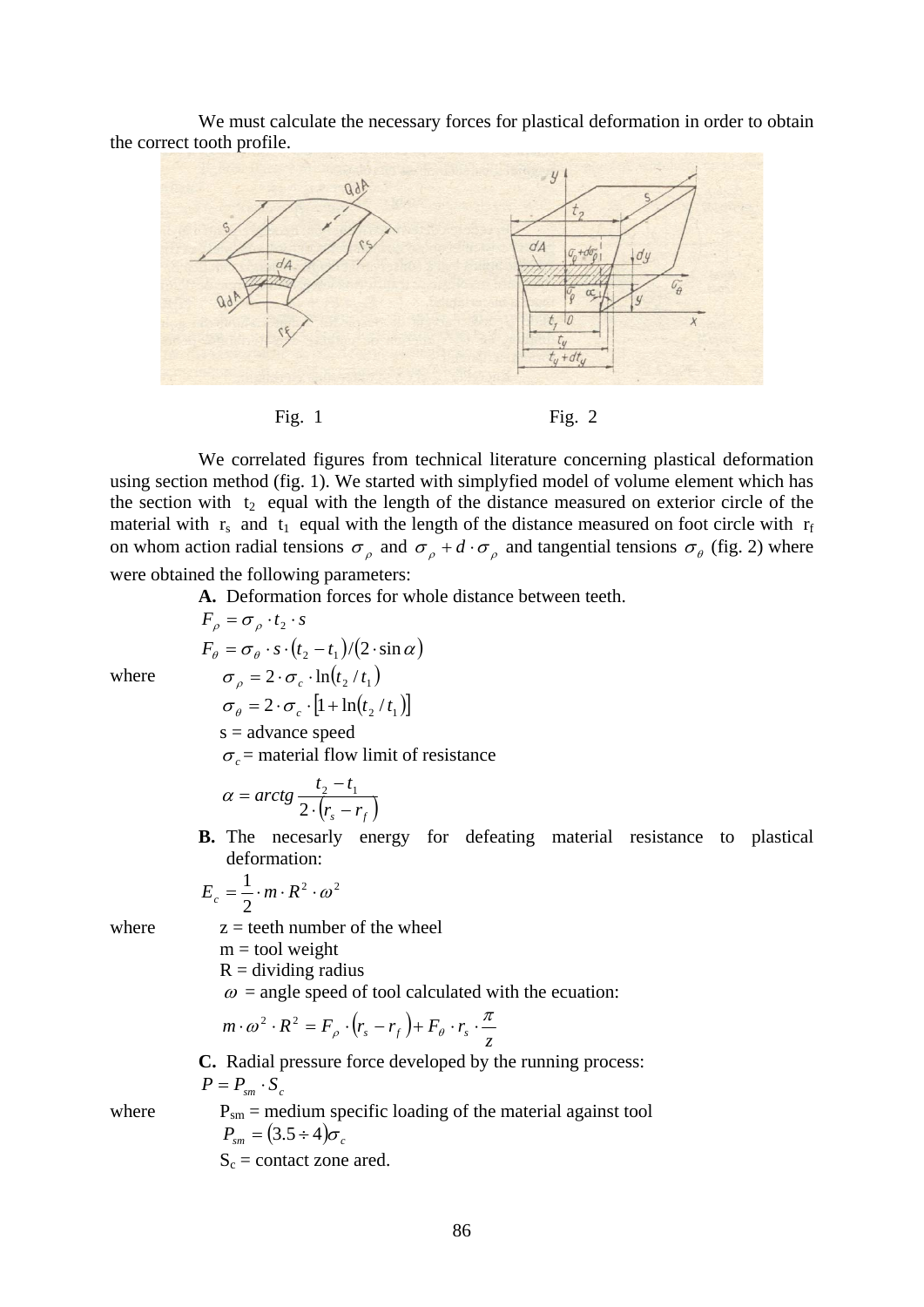We must calculate the necessary forces for plastical deformation in order to obtain the correct tooth profile.

Fig. 1 Fig. 2

We correlated figures from technical literature concerning plastical deformation using section method (fig. 1). We started with simplyfied model of volume element which has the section with $t_2$ equal with the length of the distance measured on exterior circle of the material with $r_s$ and $t_1$ equal with the length of the distance measured on foot circle with $r_f$ on whom action radial tensions $\sigma_\rho$ and $\sigma_\rho + d \cdot \sigma_\rho$ and tangential tensions $\sigma_\theta$ (fig. 2) where were obtained the following parameters:

**A.** Deformation forces for whole distance between teeth.

$$F_\rho = \sigma_\rho \cdot t_2 \cdot s$$

$$F_\theta = \sigma_\theta \cdot s \cdot (t_2 - t_1)/(2 \cdot \sin \alpha)$$

where

$$\sigma_\rho = 2 \cdot \sigma_c \cdot \ln(t_2 / t_1)$$

$$\sigma_\theta = 2 \cdot \sigma_c \cdot [1 + \ln(t_2 / t_1)]$$

s = advance speed

$\sigma_c$ = material flow limit of resistance

$$\alpha = arctg \frac{t_2 - t_1}{2 \cdot (r_s - r_f)}$$

**B.** The necesarly energy for defeating material resistance to plastical deformation:

$$E_c = \frac{1}{2} \cdot m \cdot R^2 \cdot \omega^2$$

where z = teeth number of the wheel

m = tool weight

R = dividing radius

$\omega$ = angle speed of tool calculated with the ecuation:

$$m \cdot \omega^2 \cdot R^2 = F_\rho \cdot (r_s - r_f) + F_\theta \cdot r_s \cdot \frac{\pi}{z}$$

**C.** Radial pressure force developed by the running process:

$$P = P_{sm} \cdot S_c$$

where $P_{sm}$ = medium specific loading of the material against tool

$$P_{sm} = (3.5 \div 4)\sigma_c$$

$S_c$ = contact zone ared.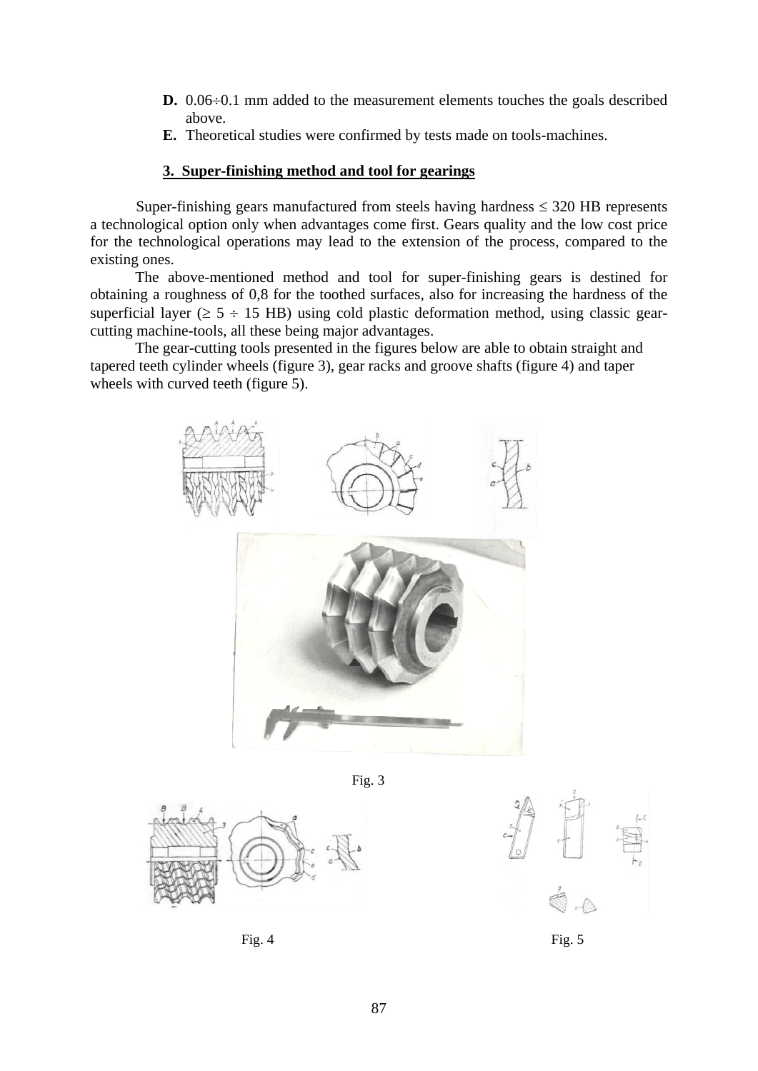**D.** $0.06 \div 0.1$ mm added to the measurement elements touches the goals described above.

**E.** Theoretical studies were confirmed by tests made on tools-machines.

## 3. Super-finishing method and tool for gearings

Super-finishing gears manufactured from steels having hardness $\leq 320$ HB represents a technological option only when advantages come first. Gears quality and the low cost price for the technological operations may lead to the extension of the process, compared to the existing ones.

The above-mentioned method and tool for super-finishing gears is destined for obtaining a roughness of 0,8 for the toothed surfaces, also for increasing the hardness of the superficial layer ($\geq 5 \div 15$ HB) using cold plastic deformation method, using classic gear-cutting machine-tools, all these being major advantages.

The gear-cutting tools presented in the figures below are able to obtain straight and tapered teeth cylinder wheels (figure 3), gear racks and groove shafts (figure 4) and taper wheels with curved teeth (figure 5).

Fig. 3

Fig. 4

Fig. 5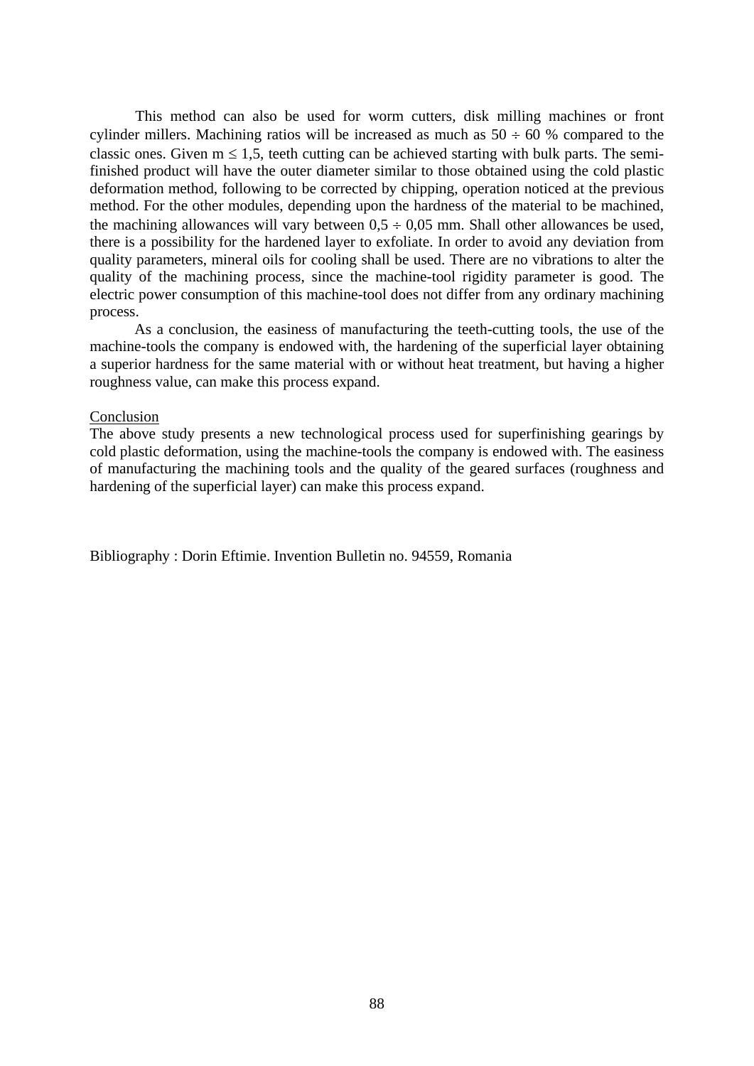This method can also be used for worm cutters, disk milling machines or front cylinder millers. Machining ratios will be increased as much as $50 \div 60$ % compared to the classic ones. Given $m \leq 1{,}5$, teeth cutting can be achieved starting with bulk parts. The semi-finished product will have the outer diameter similar to those obtained using the cold plastic deformation method, following to be corrected by chipping, operation noticed at the previous method. For the other modules, depending upon the hardness of the material to be machined, the machining allowances will vary between $0{,}5 \div 0{,}05$ mm. Shall other allowances be used, there is a possibility for the hardened layer to exfoliate. In order to avoid any deviation from quality parameters, mineral oils for cooling shall be used. There are no vibrations to alter the quality of the machining process, since the machine-tool rigidity parameter is good. The electric power consumption of this machine-tool does not differ from any ordinary machining process.

As a conclusion, the easiness of manufacturing the teeth-cutting tools, the use of the machine-tools the company is endowed with, the hardening of the superficial layer obtaining a superior hardness for the same material with or without heat treatment, but having a higher roughness value, can make this process expand.

## Conclusion

The above study presents a new technological process used for superfinishing gearings by cold plastic deformation, using the machine-tools the company is endowed with. The easiness of manufacturing the machining tools and the quality of the geared surfaces (roughness and hardening of the superficial layer) can make this process expand.

Bibliography : Dorin Eftimie. Invention Bulletin no. 94559, Romania